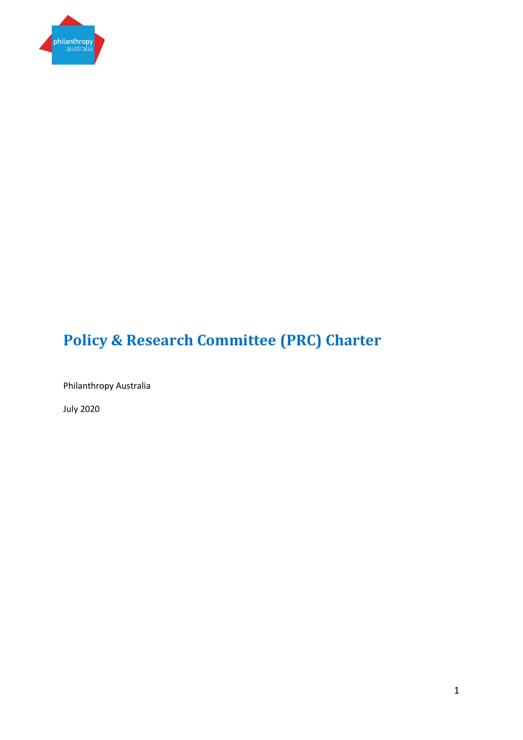# Policy & Research Committee (PRC) Charter

Philanthropy Australia

July 2020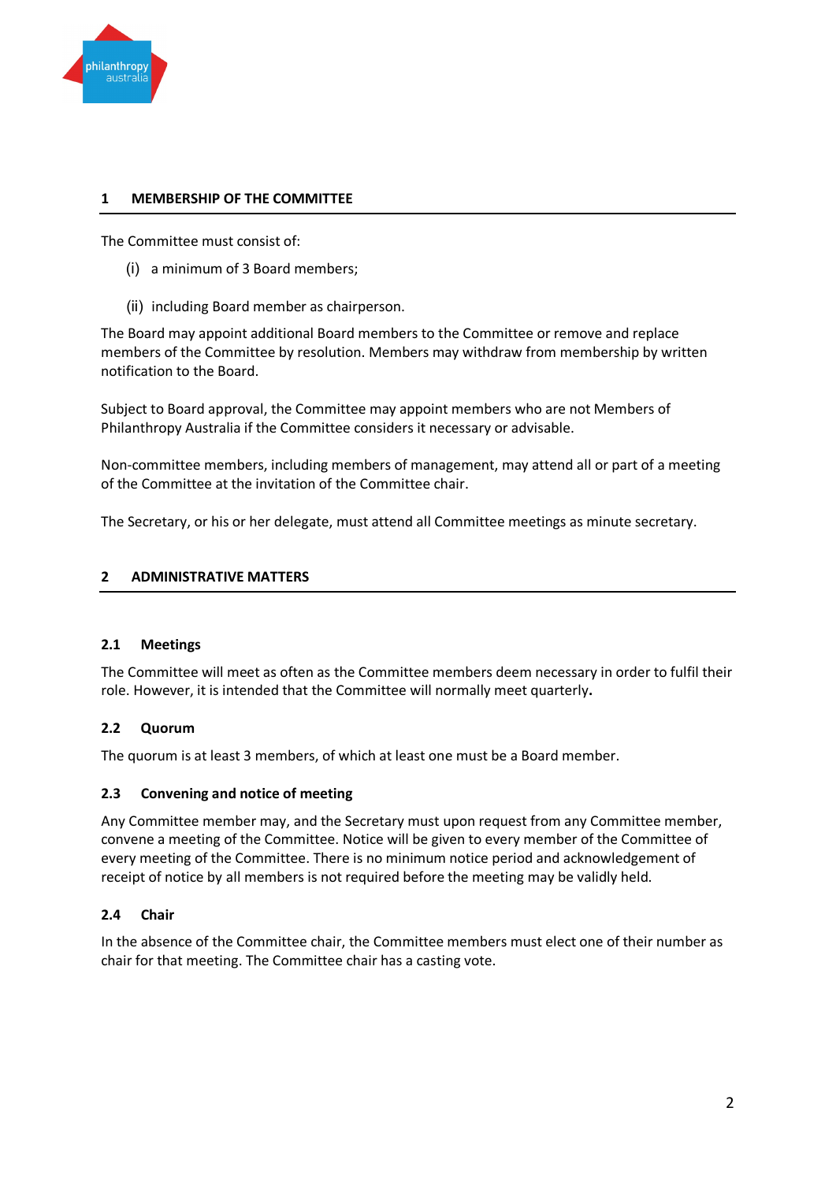## 1 MEMBERSHIP OF THE COMMITTEE

The Committee must consist of:

(i) a minimum of 3 Board members;

(ii) including Board member as chairperson.

The Board may appoint additional Board members to the Committee or remove and replace members of the Committee by resolution. Members may withdraw from membership by written notification to the Board.

Subject to Board approval, the Committee may appoint members who are not Members of Philanthropy Australia if the Committee considers it necessary or advisable.

Non-committee members, including members of management, may attend all or part of a meeting of the Committee at the invitation of the Committee chair.

The Secretary, or his or her delegate, must attend all Committee meetings as minute secretary.

## 2 ADMINISTRATIVE MATTERS

### 2.1 Meetings

The Committee will meet as often as the Committee members deem necessary in order to fulfil their role. However, it is intended that the Committee will normally meet quarterly**.**

### 2.2 Quorum

The quorum is at least 3 members, of which at least one must be a Board member.

### 2.3 Convening and notice of meeting

Any Committee member may, and the Secretary must upon request from any Committee member, convene a meeting of the Committee. Notice will be given to every member of the Committee of every meeting of the Committee. There is no minimum notice period and acknowledgement of receipt of notice by all members is not required before the meeting may be validly held.

### 2.4 Chair

In the absence of the Committee chair, the Committee members must elect one of their number as chair for that meeting. The Committee chair has a casting vote.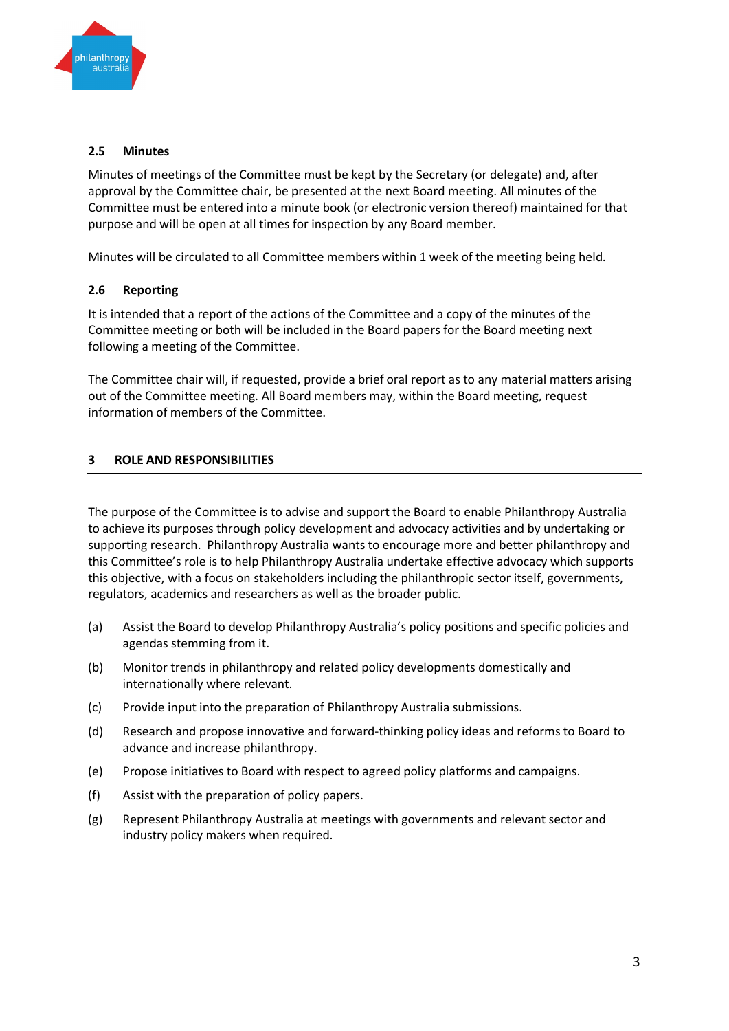### 2.5 Minutes

Minutes of meetings of the Committee must be kept by the Secretary (or delegate) and, after approval by the Committee chair, be presented at the next Board meeting. All minutes of the Committee must be entered into a minute book (or electronic version thereof) maintained for that purpose and will be open at all times for inspection by any Board member.

Minutes will be circulated to all Committee members within 1 week of the meeting being held.

### 2.6 Reporting

It is intended that a report of the actions of the Committee and a copy of the minutes of the Committee meeting or both will be included in the Board papers for the Board meeting next following a meeting of the Committee.

The Committee chair will, if requested, provide a brief oral report as to any material matters arising out of the Committee meeting. All Board members may, within the Board meeting, request information of members of the Committee.

## 3 ROLE AND RESPONSIBILITIES

The purpose of the Committee is to advise and support the Board to enable Philanthropy Australia to achieve its purposes through policy development and advocacy activities and by undertaking or supporting research. Philanthropy Australia wants to encourage more and better philanthropy and this Committee's role is to help Philanthropy Australia undertake effective advocacy which supports this objective, with a focus on stakeholders including the philanthropic sector itself, governments, regulators, academics and researchers as well as the broader public.

(a) Assist the Board to develop Philanthropy Australia's policy positions and specific policies and agendas stemming from it.

(b) Monitor trends in philanthropy and related policy developments domestically and internationally where relevant.

(c) Provide input into the preparation of Philanthropy Australia submissions.

(d) Research and propose innovative and forward-thinking policy ideas and reforms to Board to advance and increase philanthropy.

(e) Propose initiatives to Board with respect to agreed policy platforms and campaigns.

(f) Assist with the preparation of policy papers.

(g) Represent Philanthropy Australia at meetings with governments and relevant sector and industry policy makers when required.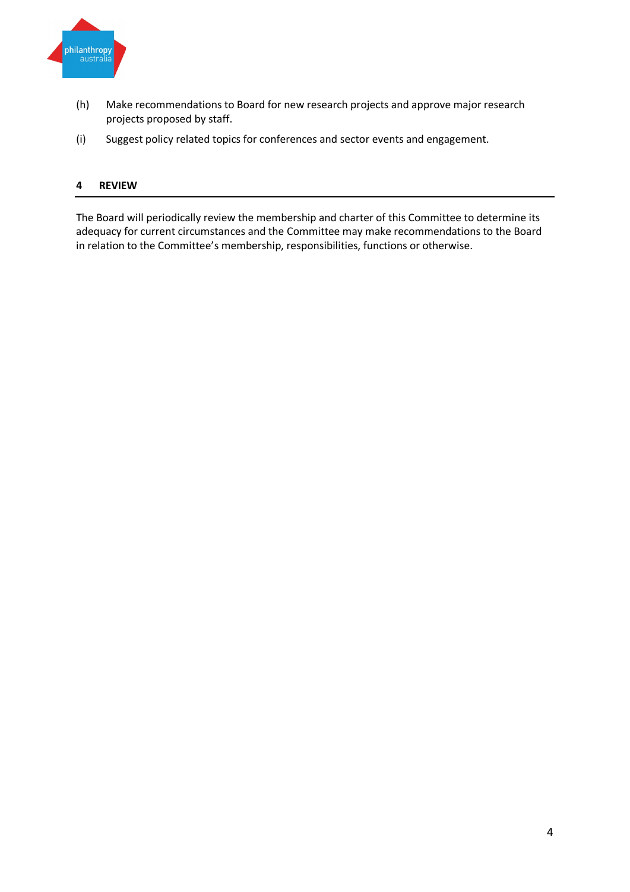(h) Make recommendations to Board for new research projects and approve major research projects proposed by staff.

(i) Suggest policy related topics for conferences and sector events and engagement.

## 4 REVIEW

The Board will periodically review the membership and charter of this Committee to determine its adequacy for current circumstances and the Committee may make recommendations to the Board in relation to the Committee's membership, responsibilities, functions or otherwise.